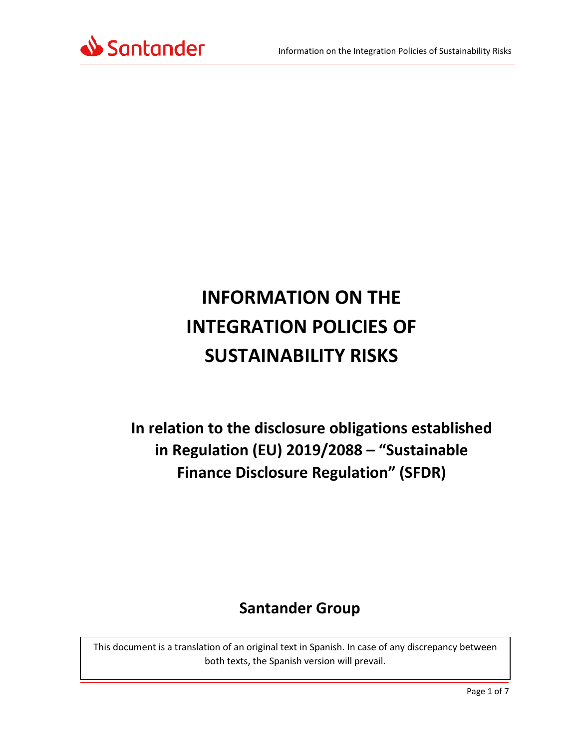# INFORMATION ON THE INTEGRATION POLICIES OF SUSTAINABILITY RISKS

## In relation to the disclosure obligations established in Regulation (EU) 2019/2088 – "Sustainable Finance Disclosure Regulation" (SFDR)

## Santander Group

This document is a translation of an original text in Spanish. In case of any discrepancy between both texts, the Spanish version will prevail.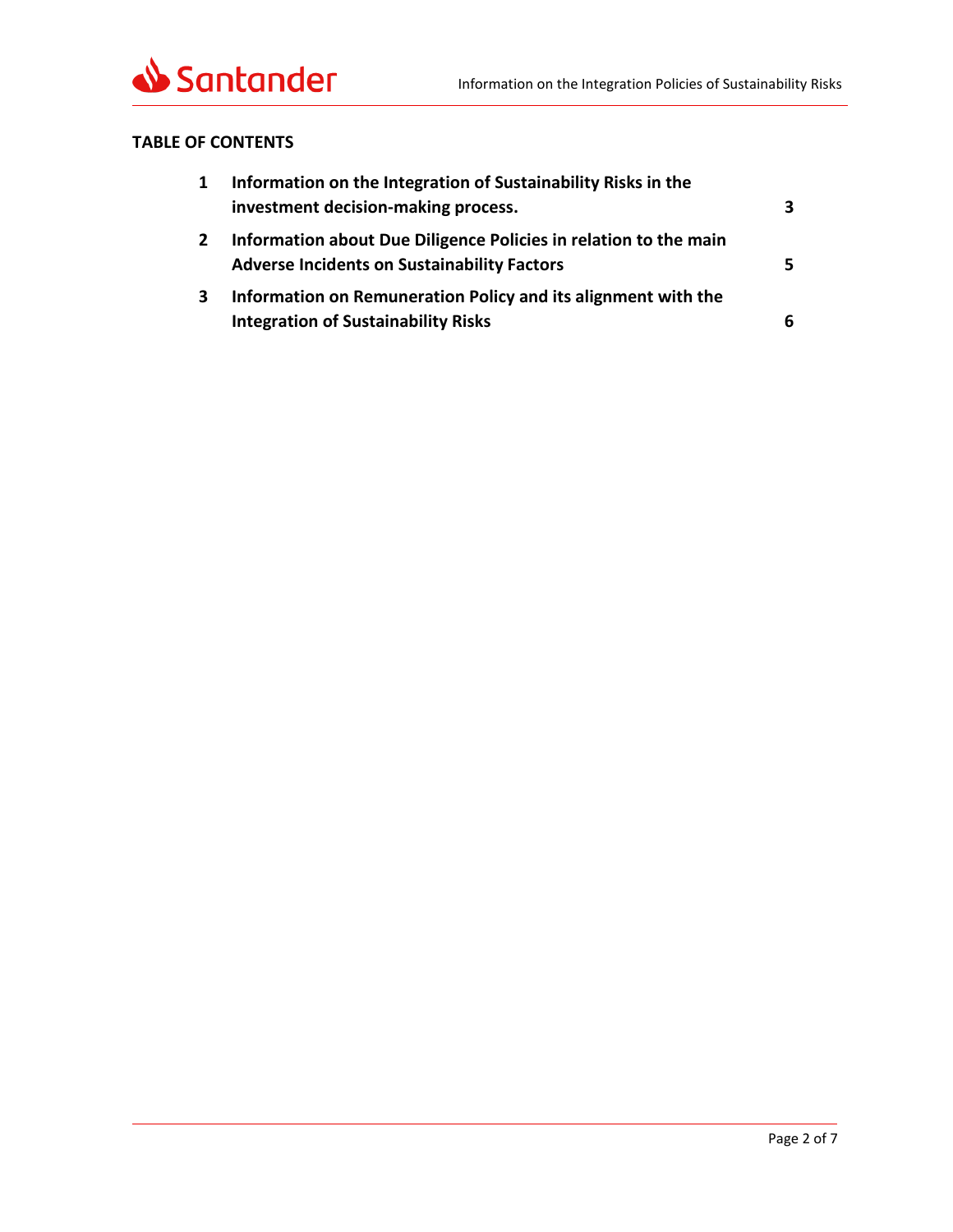**TABLE OF CONTENTS**

| | | |
|---|---|---|
| **1** | **Information on the Integration of Sustainability Risks in the investment decision-making process.** | **3** |
| **2** | **Information about Due Diligence Policies in relation to the main Adverse Incidents on Sustainability Factors** | **5** |
| **3** | **Information on Remuneration Policy and its alignment with the Integration of Sustainability Risks** | **6** |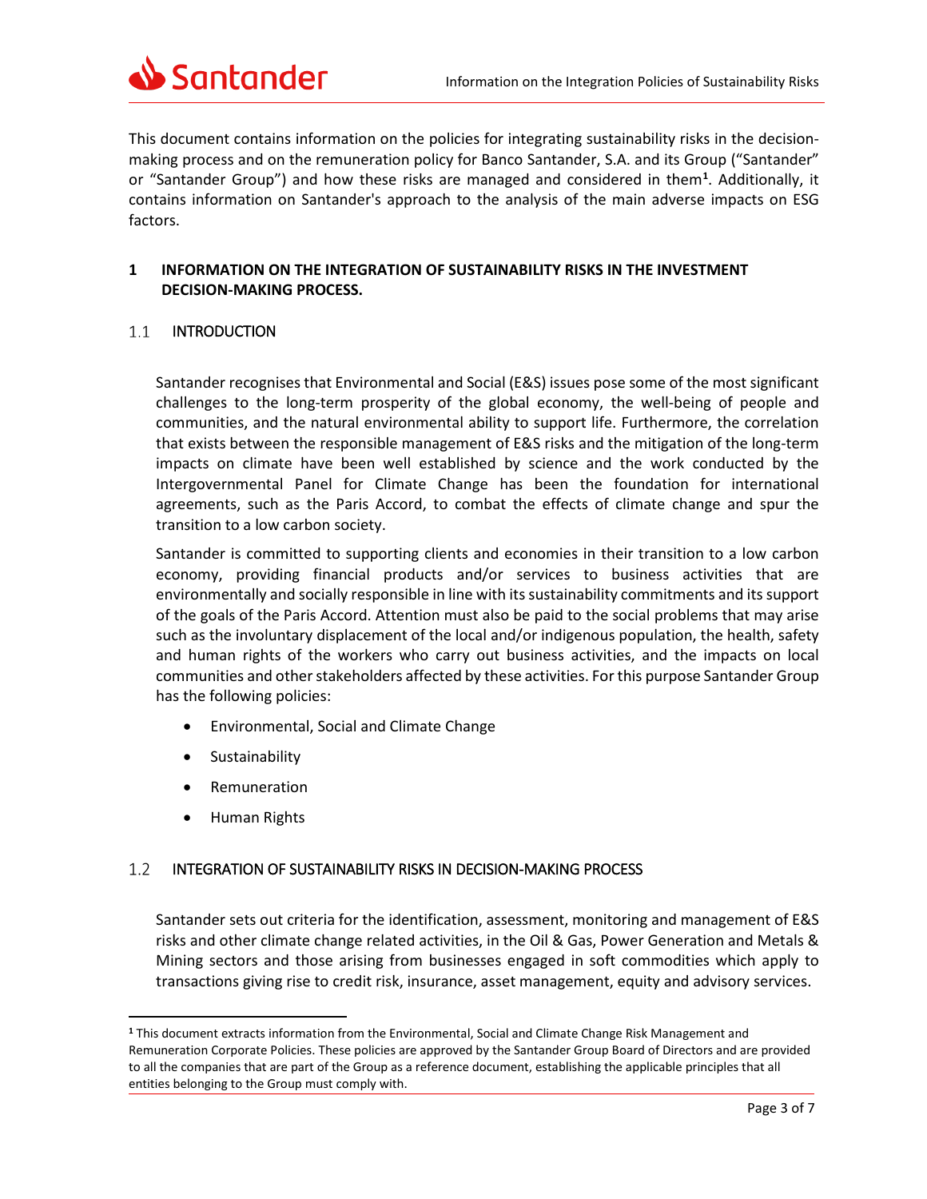This document contains information on the policies for integrating sustainability risks in the decision-making process and on the remuneration policy for Banco Santander, S.A. and its Group ("Santander" or "Santander Group") and how these risks are managed and considered in them[1]. Additionally, it contains information on Santander's approach to the analysis of the main adverse impacts on ESG factors.

# 1 INFORMATION ON THE INTEGRATION OF SUSTAINABILITY RISKS IN THE INVESTMENT DECISION-MAKING PROCESS.

## 1.1 INTRODUCTION

Santander recognises that Environmental and Social (E&S) issues pose some of the most significant challenges to the long-term prosperity of the global economy, the well-being of people and communities, and the natural environmental ability to support life. Furthermore, the correlation that exists between the responsible management of E&S risks and the mitigation of the long-term impacts on climate have been well established by science and the work conducted by the Intergovernmental Panel for Climate Change has been the foundation for international agreements, such as the Paris Accord, to combat the effects of climate change and spur the transition to a low carbon society.

Santander is committed to supporting clients and economies in their transition to a low carbon economy, providing financial products and/or services to business activities that are environmentally and socially responsible in line with its sustainability commitments and its support of the goals of the Paris Accord. Attention must also be paid to the social problems that may arise such as the involuntary displacement of the local and/or indigenous population, the health, safety and human rights of the workers who carry out business activities, and the impacts on local communities and other stakeholders affected by these activities. For this purpose Santander Group has the following policies:

- Environmental, Social and Climate Change
- Sustainability
- Remuneration
- Human Rights

## 1.2 INTEGRATION OF SUSTAINABILITY RISKS IN DECISION-MAKING PROCESS

Santander sets out criteria for the identification, assessment, monitoring and management of E&S risks and other climate change related activities, in the Oil & Gas, Power Generation and Metals & Mining sectors and those arising from businesses engaged in soft commodities which apply to transactions giving rise to credit risk, insurance, asset management, equity and advisory services.

[1] This document extracts information from the Environmental, Social and Climate Change Risk Management and Remuneration Corporate Policies. These policies are approved by the Santander Group Board of Directors and are provided to all the companies that are part of the Group as a reference document, establishing the applicable principles that all entities belonging to the Group must comply with.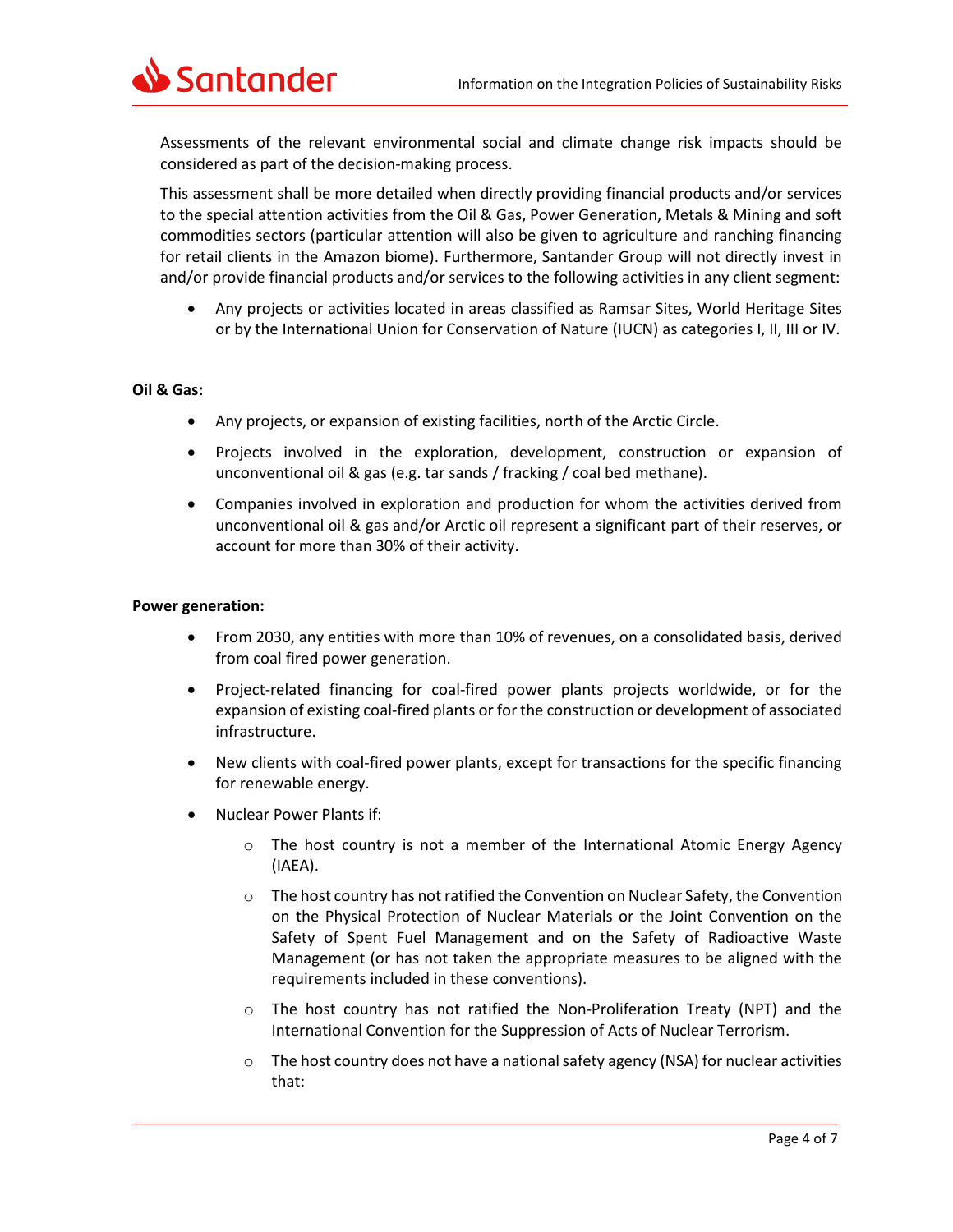Assessments of the relevant environmental social and climate change risk impacts should be considered as part of the decision-making process.

This assessment shall be more detailed when directly providing financial products and/or services to the special attention activities from the Oil & Gas, Power Generation, Metals & Mining and soft commodities sectors (particular attention will also be given to agriculture and ranching financing for retail clients in the Amazon biome). Furthermore, Santander Group will not directly invest in and/or provide financial products and/or services to the following activities in any client segment:

- Any projects or activities located in areas classified as Ramsar Sites, World Heritage Sites or by the International Union for Conservation of Nature (IUCN) as categories I, II, III or IV.

**Oil & Gas:**

- Any projects, or expansion of existing facilities, north of the Arctic Circle.
- Projects involved in the exploration, development, construction or expansion of unconventional oil & gas (e.g. tar sands / fracking / coal bed methane).
- Companies involved in exploration and production for whom the activities derived from unconventional oil & gas and/or Arctic oil represent a significant part of their reserves, or account for more than 30% of their activity.

**Power generation:**

- From 2030, any entities with more than 10% of revenues, on a consolidated basis, derived from coal fired power generation.
- Project-related financing for coal-fired power plants projects worldwide, or for the expansion of existing coal-fired plants or for the construction or development of associated infrastructure.
- New clients with coal-fired power plants, except for transactions for the specific financing for renewable energy.
- Nuclear Power Plants if:
  - The host country is not a member of the International Atomic Energy Agency (IAEA).
  - The host country has not ratified the Convention on Nuclear Safety, the Convention on the Physical Protection of Nuclear Materials or the Joint Convention on the Safety of Spent Fuel Management and on the Safety of Radioactive Waste Management (or has not taken the appropriate measures to be aligned with the requirements included in these conventions).
  - The host country has not ratified the Non-Proliferation Treaty (NPT) and the International Convention for the Suppression of Acts of Nuclear Terrorism.
  - The host country does not have a national safety agency (NSA) for nuclear activities that: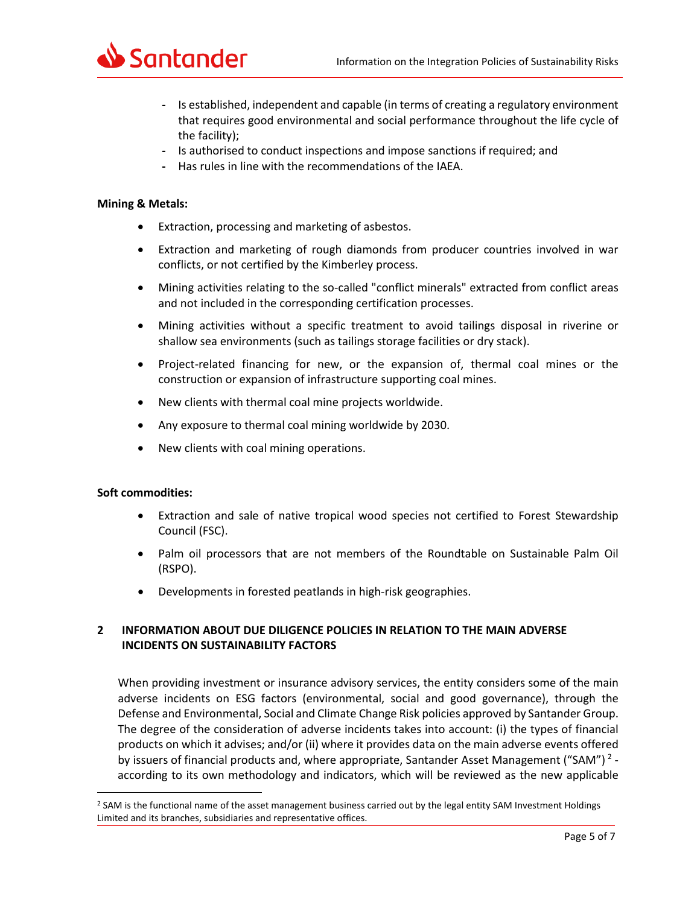- Is established, independent and capable (in terms of creating a regulatory environment that requires good environmental and social performance throughout the life cycle of the facility);
- Is authorised to conduct inspections and impose sanctions if required; and
- Has rules in line with the recommendations of the IAEA.

**Mining & Metals:**

- Extraction, processing and marketing of asbestos.
- Extraction and marketing of rough diamonds from producer countries involved in war conflicts, or not certified by the Kimberley process.
- Mining activities relating to the so-called "conflict minerals" extracted from conflict areas and not included in the corresponding certification processes.
- Mining activities without a specific treatment to avoid tailings disposal in riverine or shallow sea environments (such as tailings storage facilities or dry stack).
- Project-related financing for new, or the expansion of, thermal coal mines or the construction or expansion of infrastructure supporting coal mines.
- New clients with thermal coal mine projects worldwide.
- Any exposure to thermal coal mining worldwide by 2030.
- New clients with coal mining operations.

**Soft commodities:**

- Extraction and sale of native tropical wood species not certified to Forest Stewardship Council (FSC).
- Palm oil processors that are not members of the Roundtable on Sustainable Palm Oil (RSPO).
- Developments in forested peatlands in high-risk geographies.

## 2 INFORMATION ABOUT DUE DILIGENCE POLICIES IN RELATION TO THE MAIN ADVERSE INCIDENTS ON SUSTAINABILITY FACTORS

When providing investment or insurance advisory services, the entity considers some of the main adverse incidents on ESG factors (environmental, social and good governance), through the Defense and Environmental, Social and Climate Change Risk policies approved by Santander Group. The degree of the consideration of adverse incidents takes into account: (i) the types of financial products on which it advises; and/or (ii) where it provides data on the main adverse events offered by issuers of financial products and, where appropriate, Santander Asset Management ("SAM") [2] - according to its own methodology and indicators, which will be reviewed as the new applicable

[2] SAM is the functional name of the asset management business carried out by the legal entity SAM Investment Holdings Limited and its branches, subsidiaries and representative offices.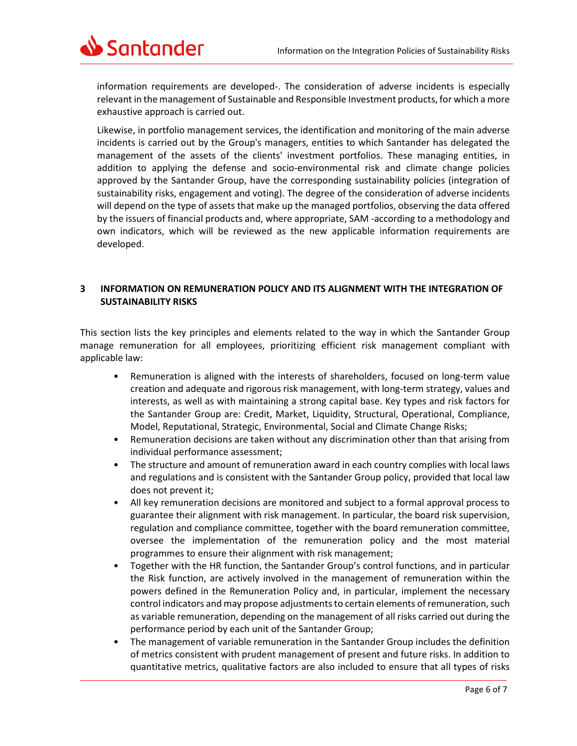information requirements are developed-. The consideration of adverse incidents is especially relevant in the management of Sustainable and Responsible Investment products, for which a more exhaustive approach is carried out.

Likewise, in portfolio management services, the identification and monitoring of the main adverse incidents is carried out by the Group's managers, entities to which Santander has delegated the management of the assets of the clients' investment portfolios. These managing entities, in addition to applying the defense and socio-environmental risk and climate change policies approved by the Santander Group, have the corresponding sustainability policies (integration of sustainability risks, engagement and voting). The degree of the consideration of adverse incidents will depend on the type of assets that make up the managed portfolios, observing the data offered by the issuers of financial products and, where appropriate, SAM -according to a methodology and own indicators, which will be reviewed as the new applicable information requirements are developed.

## 3 INFORMATION ON REMUNERATION POLICY AND ITS ALIGNMENT WITH THE INTEGRATION OF SUSTAINABILITY RISKS

This section lists the key principles and elements related to the way in which the Santander Group manage remuneration for all employees, prioritizing efficient risk management compliant with applicable law:

- Remuneration is aligned with the interests of shareholders, focused on long-term value creation and adequate and rigorous risk management, with long-term strategy, values and interests, as well as with maintaining a strong capital base. Key types and risk factors for the Santander Group are: Credit, Market, Liquidity, Structural, Operational, Compliance, Model, Reputational, Strategic, Environmental, Social and Climate Change Risks;
- Remuneration decisions are taken without any discrimination other than that arising from individual performance assessment;
- The structure and amount of remuneration award in each country complies with local laws and regulations and is consistent with the Santander Group policy, provided that local law does not prevent it;
- All key remuneration decisions are monitored and subject to a formal approval process to guarantee their alignment with risk management. In particular, the board risk supervision, regulation and compliance committee, together with the board remuneration committee, oversee the implementation of the remuneration policy and the most material programmes to ensure their alignment with risk management;
- Together with the HR function, the Santander Group's control functions, and in particular the Risk function, are actively involved in the management of remuneration within the powers defined in the Remuneration Policy and, in particular, implement the necessary control indicators and may propose adjustments to certain elements of remuneration, such as variable remuneration, depending on the management of all risks carried out during the performance period by each unit of the Santander Group;
- The management of variable remuneration in the Santander Group includes the definition of metrics consistent with prudent management of present and future risks. In addition to quantitative metrics, qualitative factors are also included to ensure that all types of risks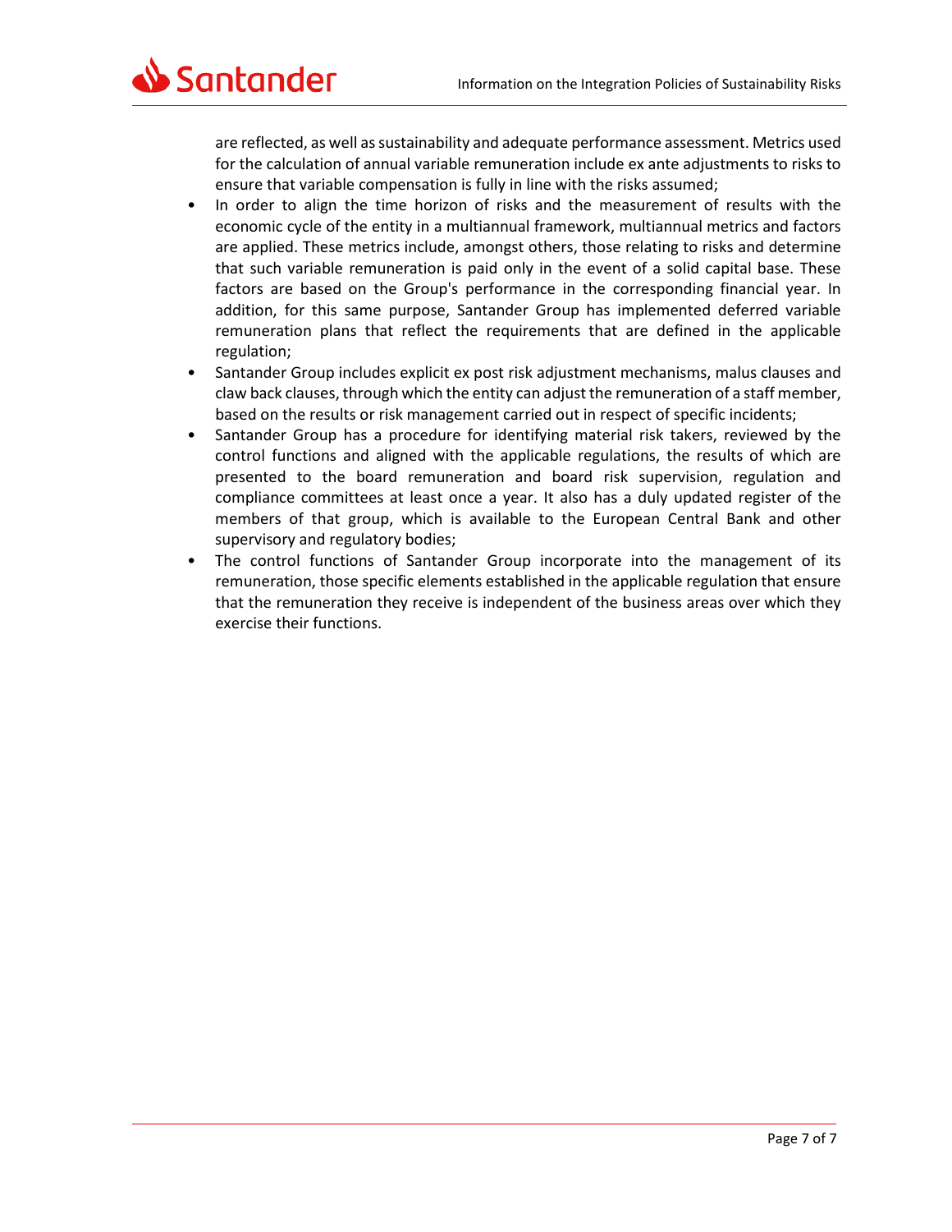are reflected, as well as sustainability and adequate performance assessment. Metrics used for the calculation of annual variable remuneration include ex ante adjustments to risks to ensure that variable compensation is fully in line with the risks assumed;

- In order to align the time horizon of risks and the measurement of results with the economic cycle of the entity in a multiannual framework, multiannual metrics and factors are applied. These metrics include, amongst others, those relating to risks and determine that such variable remuneration is paid only in the event of a solid capital base. These factors are based on the Group's performance in the corresponding financial year. In addition, for this same purpose, Santander Group has implemented deferred variable remuneration plans that reflect the requirements that are defined in the applicable regulation;
- Santander Group includes explicit ex post risk adjustment mechanisms, malus clauses and claw back clauses, through which the entity can adjust the remuneration of a staff member, based on the results or risk management carried out in respect of specific incidents;
- Santander Group has a procedure for identifying material risk takers, reviewed by the control functions and aligned with the applicable regulations, the results of which are presented to the board remuneration and board risk supervision, regulation and compliance committees at least once a year. It also has a duly updated register of the members of that group, which is available to the European Central Bank and other supervisory and regulatory bodies;
- The control functions of Santander Group incorporate into the management of its remuneration, those specific elements established in the applicable regulation that ensure that the remuneration they receive is independent of the business areas over which they exercise their functions.